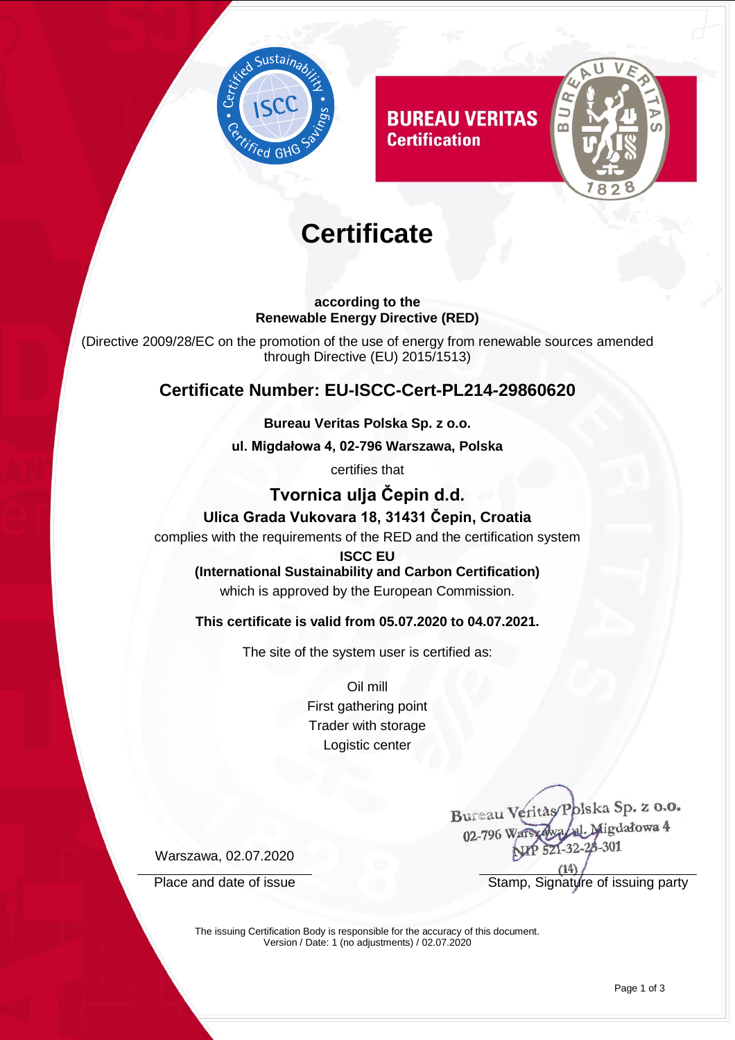# Certificate

**according to the**
**Renewable Energy Directive (RED)**

(Directive 2009/28/EC on the promotion of the use of energy from renewable sources amended through Directive (EU) 2015/1513)

## Certificate Number: EU-ISCC-Cert-PL214-29860620

**Bureau Veritas Polska Sp. z o.o.**

**ul. Migdałowa 4, 02-796 Warszawa, Polska**

certifies that

### Tvornica ulja Čepin d.d.

**Ulica Grada Vukovara 18, 31431 Čepin, Croatia**

complies with the requirements of the RED and the certification system

**ISCC EU**
**(International Sustainability and Carbon Certification)**

which is approved by the European Commission.

**This certificate is valid from 05.07.2020 to 04.07.2021.**

The site of the system user is certified as:

Oil mill
First gathering point
Trader with storage
Logistic center

Bureau Veritas Polska Sp. z o.o.
02-796 Warszawa, ul. Migdałowa 4
NIP 521-32-28-301
(14)

Warszawa, 02.07.2020

Place and date of issue

Stamp, Signature of issuing party

The issuing Certification Body is responsible for the accuracy of this document.
Version / Date: 1 (no adjustments) / 02.07.2020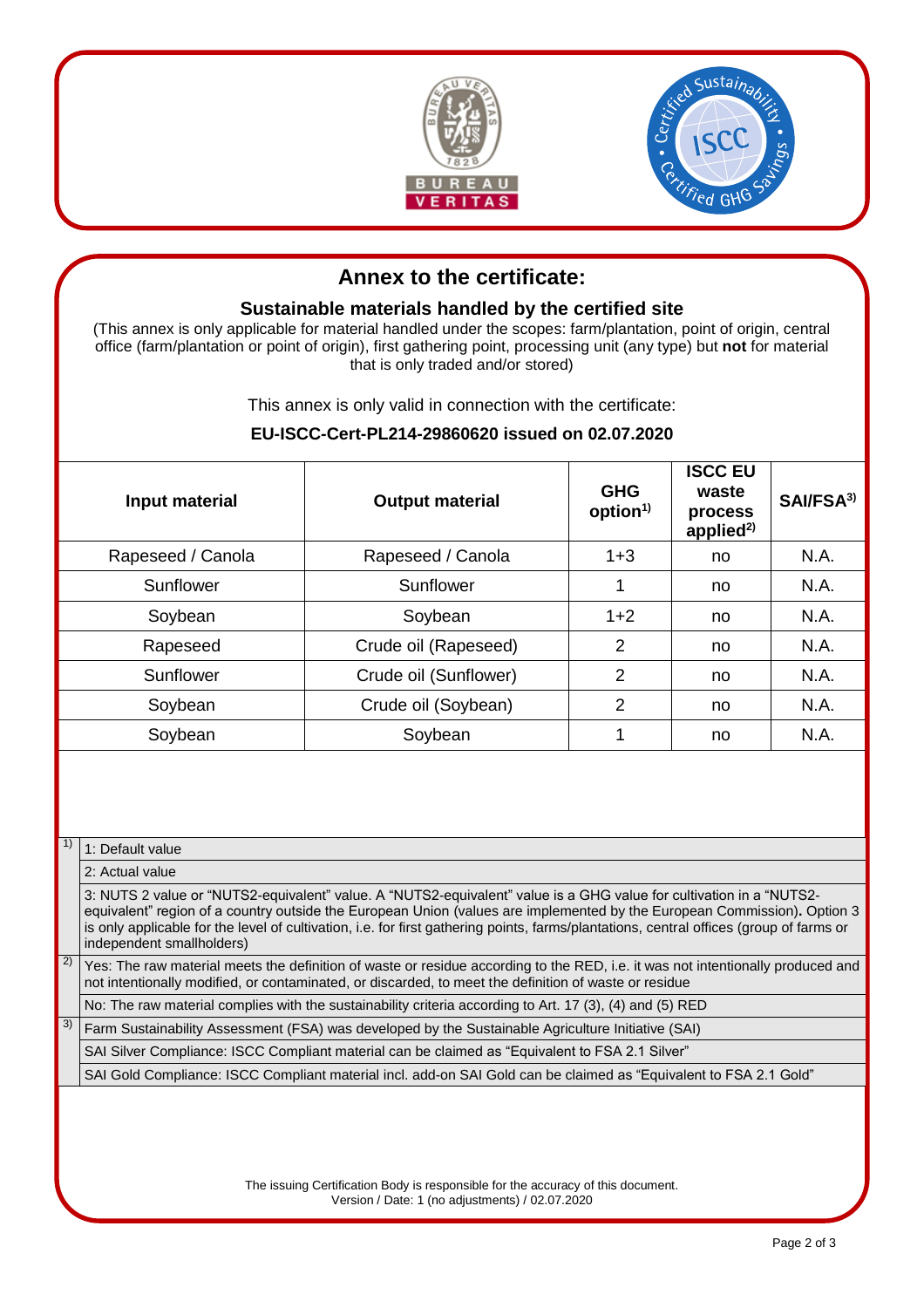# Annex to the certificate:

## Sustainable materials handled by the certified site

(This annex is only applicable for material handled under the scopes: farm/plantation, point of origin, central office (farm/plantation or point of origin), first gathering point, processing unit (any type) but **not** for material that is only traded and/or stored)

This annex is only valid in connection with the certificate:

**EU-ISCC-Cert-PL214-29860620 issued on 02.07.2020**

| Input material | Output material | GHG option[1)] | ISCC EU waste process applied[2)] | SAI/FSA[3)] |
|---|---|---|---|---|
| Rapeseed / Canola | Rapeseed / Canola | 1+3 | no | N.A. |
| Sunflower | Sunflower | 1 | no | N.A. |
| Soybean | Soybean | 1+2 | no | N.A. |
| Rapeseed | Crude oil (Rapeseed) | 2 | no | N.A. |
| Sunflower | Crude oil (Sunflower) | 2 | no | N.A. |
| Soybean | Crude oil (Soybean) | 2 | no | N.A. |
| Soybean | Soybean | 1 | no | N.A. |

| | |
|---|---|
| 1) | 1: Default value |
| | 2: Actual value |
| | 3: NUTS 2 value or "NUTS2-equivalent" value. A "NUTS2-equivalent" value is a GHG value for cultivation in a "NUTS2-equivalent" region of a country outside the European Union (values are implemented by the European Commission). Option 3 is only applicable for the level of cultivation, i.e. for first gathering points, farms/plantations, central offices (group of farms or independent smallholders) |
| 2) | Yes: The raw material meets the definition of waste or residue according to the RED, i.e. it was not intentionally produced and not intentionally modified, or contaminated, or discarded, to meet the definition of waste or residue |
| | No: The raw material complies with the sustainability criteria according to Art. 17 (3), (4) and (5) RED |
| 3) | Farm Sustainability Assessment (FSA) was developed by the Sustainable Agriculture Initiative (SAI) |
| | SAI Silver Compliance: ISCC Compliant material can be claimed as "Equivalent to FSA 2.1 Silver" |
| | SAI Gold Compliance: ISCC Compliant material incl. add-on SAI Gold can be claimed as "Equivalent to FSA 2.1 Gold" |

The issuing Certification Body is responsible for the accuracy of this document.
Version / Date: 1 (no adjustments) / 02.07.2020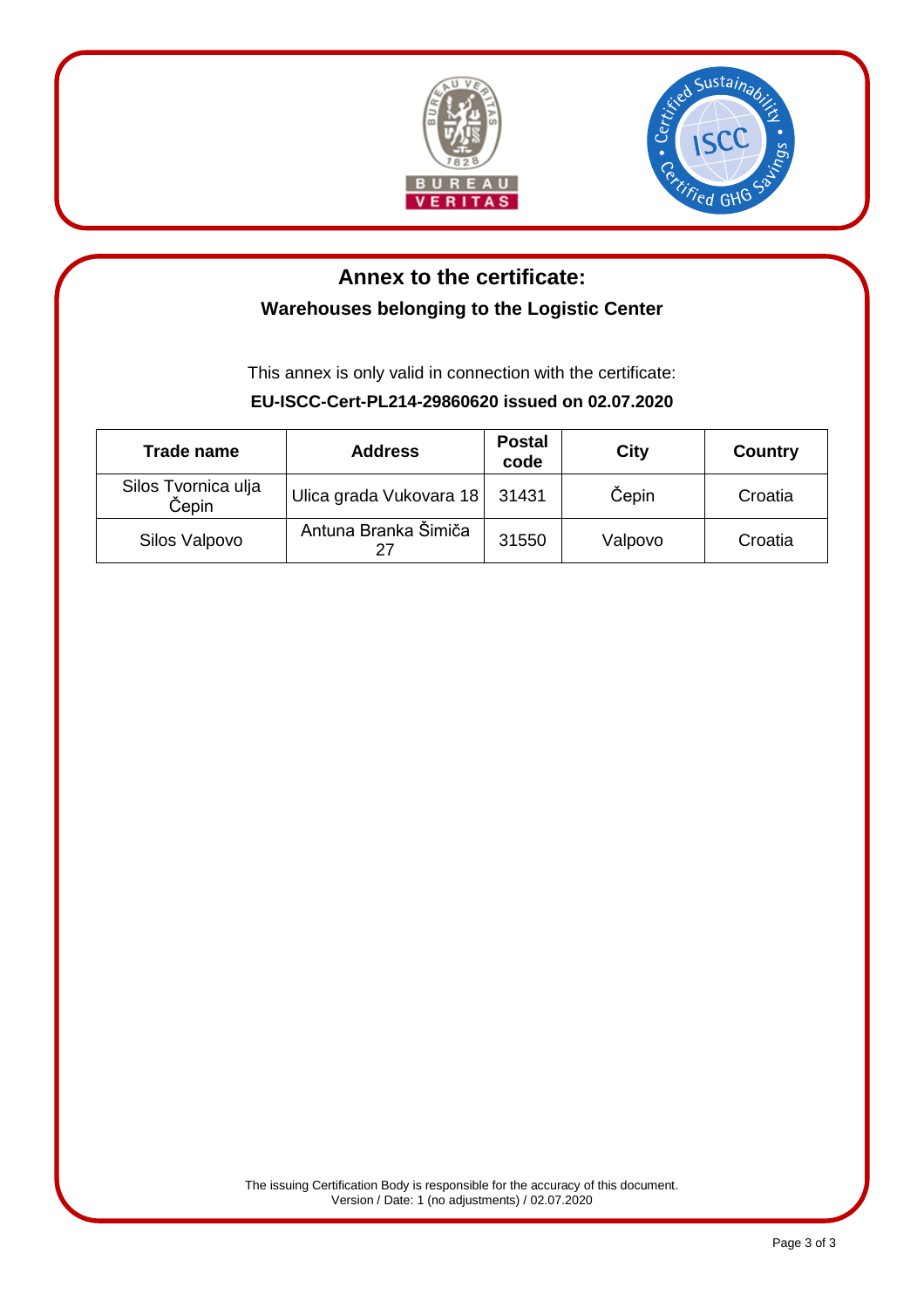# Annex to the certificate:

## Warehouses belonging to the Logistic Center

This annex is only valid in connection with the certificate:

**EU-ISCC-Cert-PL214-29860620 issued on 02.07.2020**

| Trade name | Address | Postal code | City | Country |
|---|---|---|---|---|
| Silos Tvornica ulja Čepin | Ulica grada Vukovara 18 | 31431 | Čepin | Croatia |
| Silos Valpovo | Antuna Branka Šimiča 27 | 31550 | Valpovo | Croatia |

The issuing Certification Body is responsible for the accuracy of this document.
Version / Date: 1 (no adjustments) / 02.07.2020